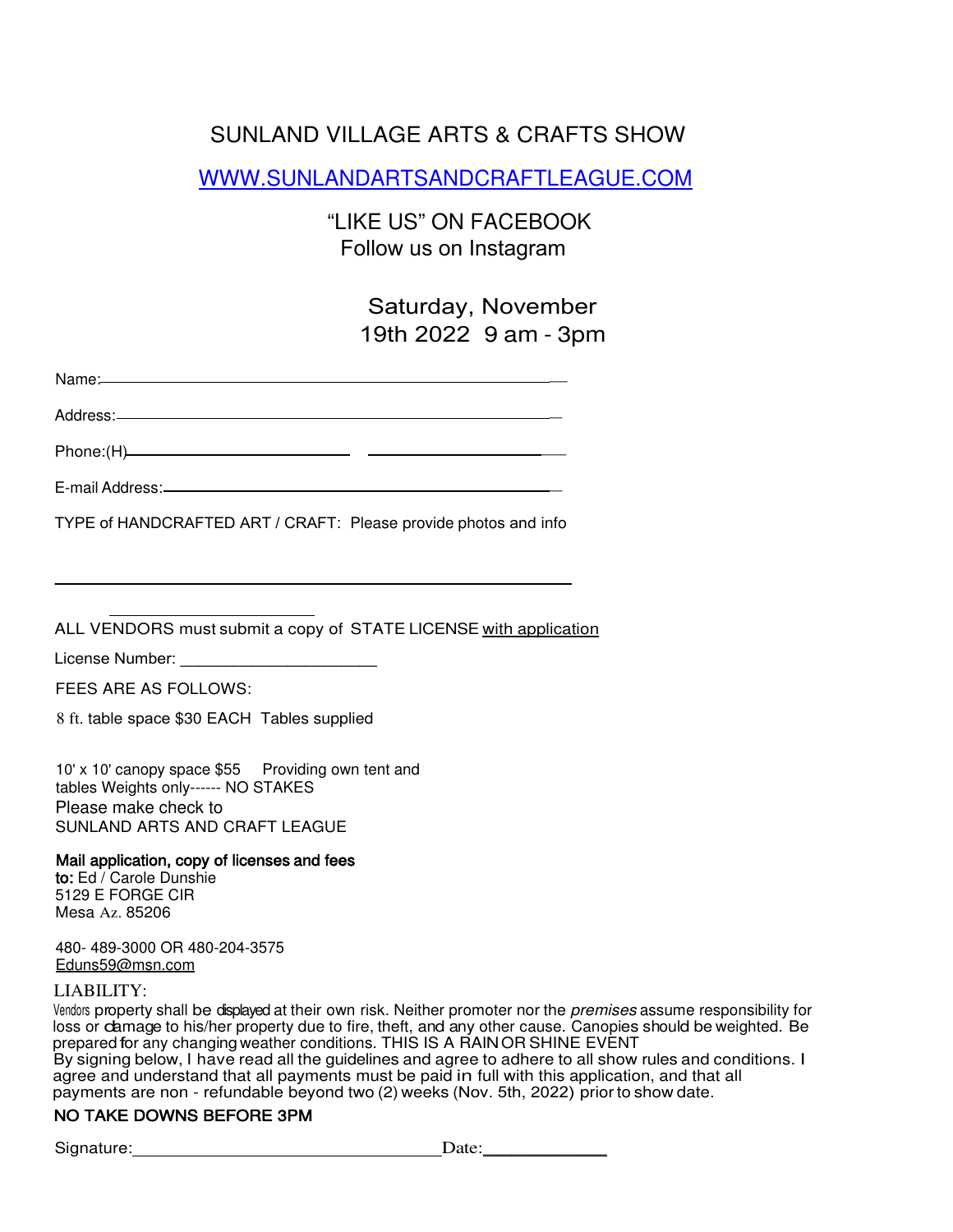# SUNLAND VILLAGE ARTS & CRAFTS SHOW

[WWW.SUNLANDARTSANDCRAFTLEAGUE.COM](http://WWW.SUNLANDARTSANDCRAFTLEAGUE.COM)

"LIKE US" ON FACEBOOK
Follow us on Instagram

Saturday, November 19th 2022 9 am - 3pm

Name:_______________________________________________

Address:_____________________________________________

Phone:(H)_______________________ _______________________

E-mail Address:_________________________________________

TYPE of HANDCRAFTED ART / CRAFT: Please provide photos and info

_______________________________________________

ALL VENDORS must submit a copy of STATE LICENSE with application

License Number: ______________________

FEES ARE AS FOLLOWS:

8 ft. table space $30 EACH Tables supplied

10' x 10' canopy space $55 Providing own tent and tables Weights only------ NO STAKES

Please make check to
SUNLAND ARTS AND CRAFT LEAGUE

**Mail application, copy of licenses and fees to:** Ed / Carole Dunshie
5129 E FORGE CIR
Mesa Az. 85206

480- 489-3000 OR 480-204-3575
Eduns59@msn.com

LIABILITY:

Vendors property shall be displayed at their own risk. Neither promoter nor the *premises* assume responsibility for loss or damage to his/her property due to fire, theft, and any other cause. Canopies should be weighted. Be prepared for any changing weather conditions. THIS IS A RAIN OR SHINE EVENT

By signing below, I have read all the guidelines and agree to adhere to all show rules and conditions. I agree and understand that all payments must be paid in full with this application, and that all payments are non - refundable beyond two (2) weeks (Nov. 5th, 2022) prior to show date.

**NO TAKE DOWNS BEFORE 3PM**

Signature:_______________________________ Date:_____________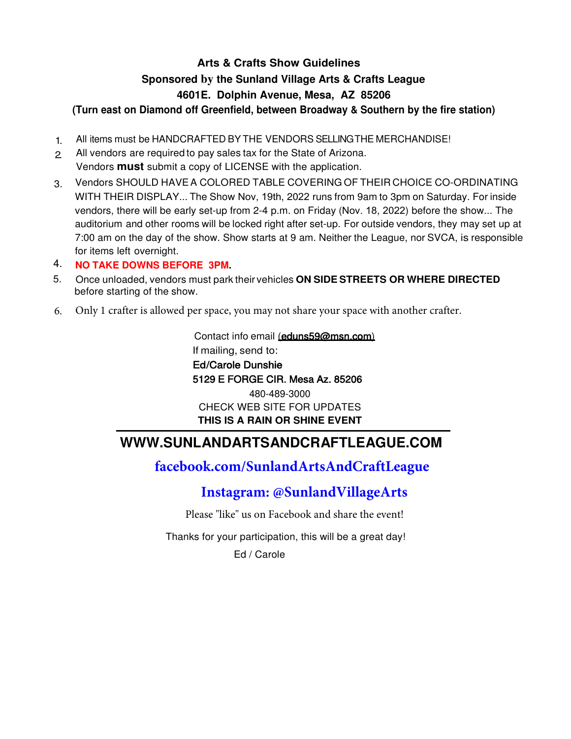**Arts & Crafts Show Guidelines**

**Sponsored by the Sunland Village Arts & Crafts League**

**4601E. Dolphin Avenue, Mesa, AZ 85206**

**(Turn east on Diamond off Greenfield, between Broadway & Southern by the fire station)**

1. All items must be HANDCRAFTED BY THE VENDORS SELLING THE MERCHANDISE!
2. All vendors are required to pay sales tax for the State of Arizona.
   Vendors **must** submit a copy of LICENSE with the application.
3. Vendors SHOULD HAVE A COLORED TABLE COVERING OF THEIR CHOICE CO-ORDINATING WITH THEIR DISPLAY... The Show Nov, 19th, 2022 runs from 9am to 3pm on Saturday. For inside vendors, there will be early set-up from 2-4 p.m. on Friday (Nov. 18, 2022) before the show... The auditorium and other rooms will be locked right after set-up. For outside vendors, they may set up at 7:00 am on the day of the show. Show starts at 9 am. Neither the League, nor SVCA, is responsible for items left overnight.
4. **NO TAKE DOWNS BEFORE 3PM.**
5. Once unloaded, vendors must park their vehicles **ON SIDE STREETS OR WHERE DIRECTED** before starting of the show.
6. Only 1 crafter is allowed per space, you may not share your space with another crafter.

Contact info email (eduns59@msn.com)
If mailing, send to:
Ed/Carole Dunshie
5129 E FORGE CIR. Mesa Az. 85206
480-489-3000
CHECK WEB SITE FOR UPDATES
**THIS IS A RAIN OR SHINE EVENT**

---

## WWW.SUNLANDARTSANDCRAFTLEAGUE.COM

**facebook.com/SunlandArtsAndCraftLeague**

**Instagram: @SunlandVillageArts**

Please "like" us on Facebook and share the event!

Thanks for your participation, this will be a great day!

Ed / Carole